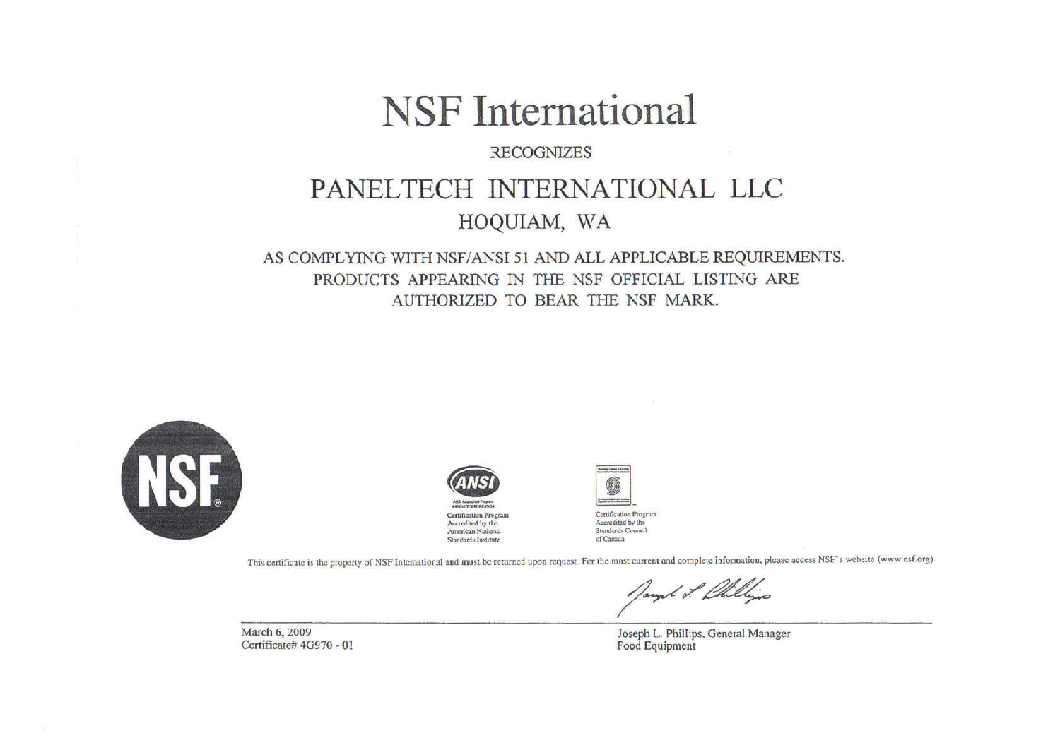# NSF International

RECOGNIZES

## PANELTECH INTERNATIONAL LLC

HOQUIAM, WA

AS COMPLYING WITH NSF/ANSI 51 AND ALL APPLICABLE REQUIREMENTS.
PRODUCTS APPEARING IN THE NSF OFFICIAL LISTING ARE
AUTHORIZED TO BEAR THE NSF MARK.

NSF

ANSI Accredited Program PRODUCT CERTIFICATION
Certification Program Accredited by the American National Standards Institute

Certification Program Accredited by the Standards Council of Canada

This certificate is the property of NSF International and must be returned upon request. For the most current and complete information, please access NSF's website (www.nsf.org).

March 6, 2009
Certificate# 4G970 - 01

Joseph L. Phillips, General Manager
Food Equipment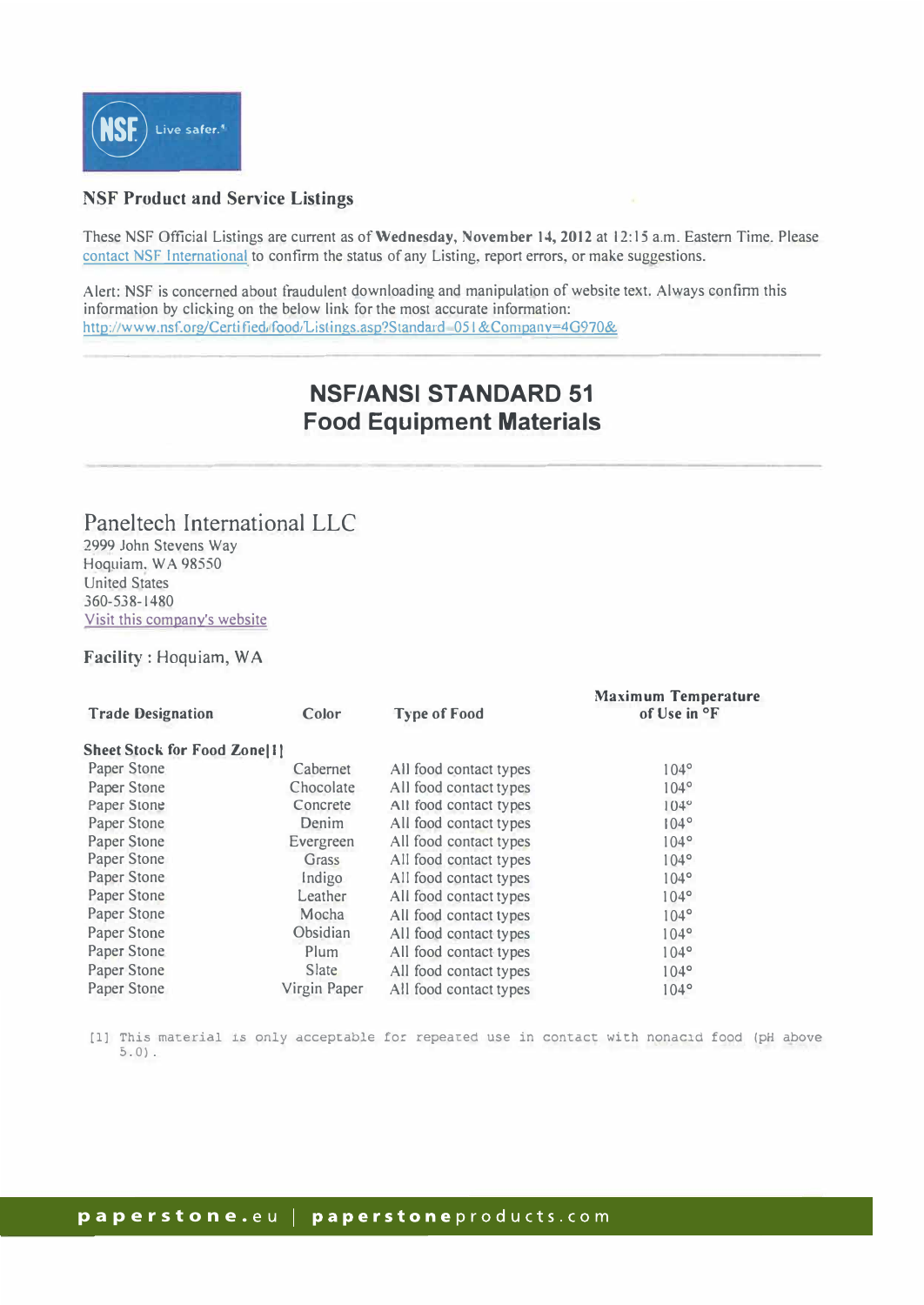## NSF Product and Service Listings

These NSF Official Listings are current as of **Wednesday, November 14, 2012** at 12:15 a.m. Eastern Time. Please contact NSF International to confirm the status of any Listing, report errors, or make suggestions.

Alert: NSF is concerned about fraudulent downloading and manipulation of website text. Always confirm this information by clicking on the below link for the most accurate information:
http://www.nsf.org/Certified/food/Listings.asp?Standard=051&Company=4G970&

# NSF/ANSI STANDARD 51
# Food Equipment Materials

## Paneltech International LLC

2999 John Stevens Way
Hoquiam, WA 98550
United States
360-538-1480
Visit this company's website

**Facility** : Hoquiam, WA

| Trade Designation | Color | Type of Food | Maximum Temperature of Use in °F |
|---|---|---|---|
| **Sheet Stock for Food Zone[1]** | | | |
| Paper Stone | Cabernet | All food contact types | 104° |
| Paper Stone | Chocolate | All food contact types | 104° |
| Paper Stone | Concrete | All food contact types | 104° |
| Paper Stone | Denim | All food contact types | 104° |
| Paper Stone | Evergreen | All food contact types | 104° |
| Paper Stone | Grass | All food contact types | 104° |
| Paper Stone | Indigo | All food contact types | 104° |
| Paper Stone | Leather | All food contact types | 104° |
| Paper Stone | Mocha | All food contact types | 104° |
| Paper Stone | Obsidian | All food contact types | 104° |
| Paper Stone | Plum | All food contact types | 104° |
| Paper Stone | Slate | All food contact types | 104° |
| Paper Stone | Virgin Paper | All food contact types | 104° |

[1] This material is only acceptable for repeated use in contact with nonacid food (pH above 5.0).

**paperstone**.eu | **paperstone**products.com